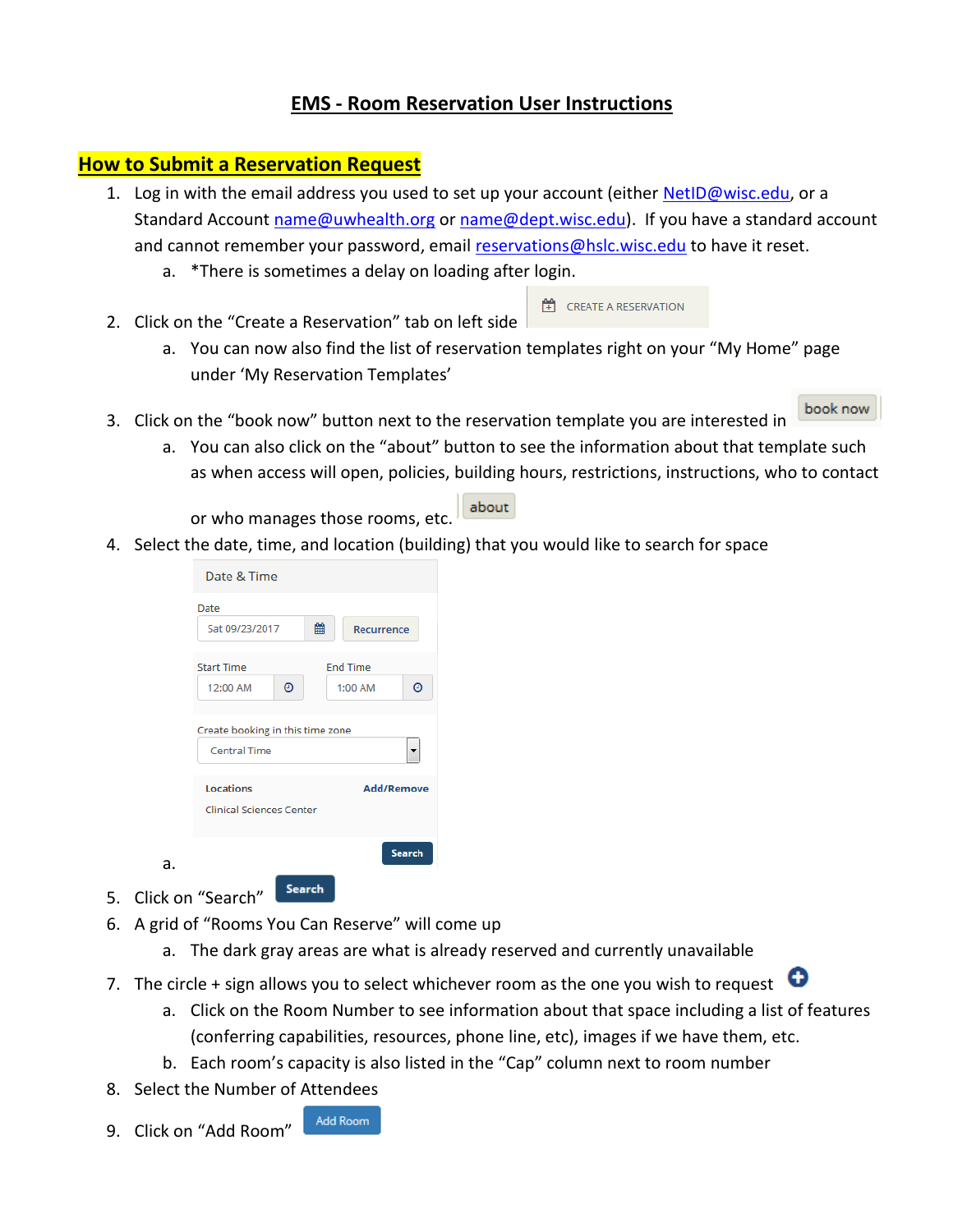# EMS - Room Reservation User Instructions

## How to Submit a Reservation Request

1. Log in with the email address you used to set up your account (either NetID@wisc.edu, or a Standard Account name@uwhealth.org or name@dept.wisc.edu). If you have a standard account and cannot remember your password, email reservations@hslc.wisc.edu to have it reset.
    a. *There is sometimes a delay on loading after login.
2. Click on the "Create a Reservation" tab on left side
    a. You can now also find the list of reservation templates right on your "My Home" page under 'My Reservation Templates'
3. Click on the "book now" button next to the reservation template you are interested in
    a. You can also click on the "about" button to see the information about that template such as when access will open, policies, building hours, restrictions, instructions, who to contact or who manages those rooms, etc.
4. Select the date, time, and location (building) that you would like to search for space
    a. 
5. Click on "Search"
6. A grid of "Rooms You Can Reserve" will come up
    a. The dark gray areas are what is already reserved and currently unavailable
7. The circle + sign allows you to select whichever room as the one you wish to request
    a. Click on the Room Number to see information about that space including a list of features (conferring capabilities, resources, phone line, etc), images if we have them, etc.
    b. Each room's capacity is also listed in the "Cap" column next to room number
8. Select the Number of Attendees
9. Click on "Add Room"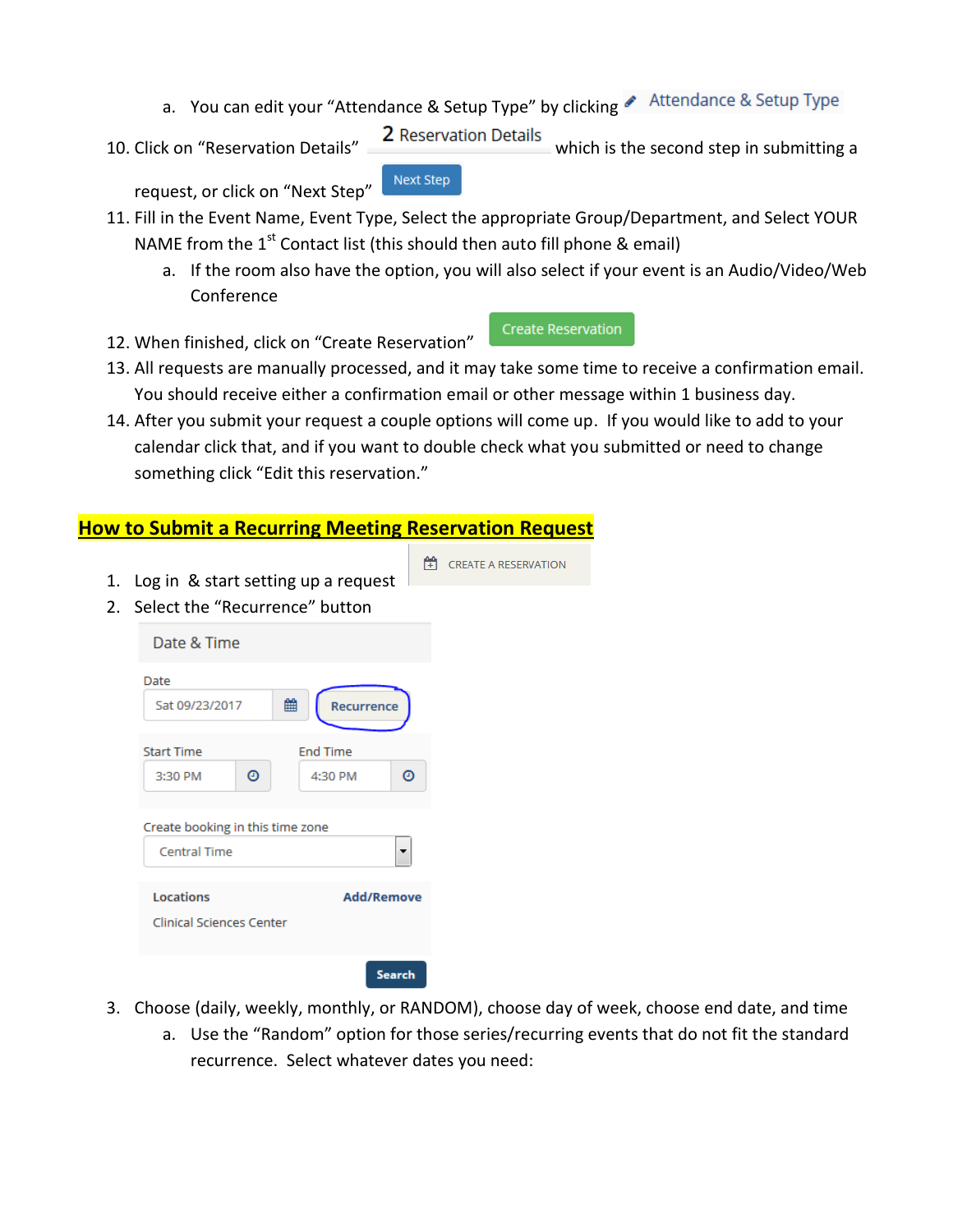a. You can edit your "Attendance & Setup Type" by clicking Attendance & Setup Type

10. Click on "Reservation Details" 2 Reservation Details which is the second step in submitting a request, or click on "Next Step" Next Step

11. Fill in the Event Name, Event Type, Select the appropriate Group/Department, and Select YOUR NAME from the 1st Contact list (this should then auto fill phone & email)
    a. If the room also have the option, you will also select if your event is an Audio/Video/Web Conference

12. When finished, click on "Create Reservation" Create Reservation

13. All requests are manually processed, and it may take some time to receive a confirmation email. You should receive either a confirmation email or other message within 1 business day.

14. After you submit your request a couple options will come up. If you would like to add to your calendar click that, and if you want to double check what you submitted or need to change something click "Edit this reservation."

## How to Submit a Recurring Meeting Reservation Request

1. Log in & start setting up a request CREATE A RESERVATION
2. Select the "Recurrence" button

Date & Time

Date
Sat 09/23/2017 Recurrence

Start Time 3:30 PM End Time 4:30 PM

Create booking in this time zone
Central Time

Locations Add/Remove
Clinical Sciences Center

Search

3. Choose (daily, weekly, monthly, or RANDOM), choose day of week, choose end date, and time
    a. Use the "Random" option for those series/recurring events that do not fit the standard recurrence. Select whatever dates you need: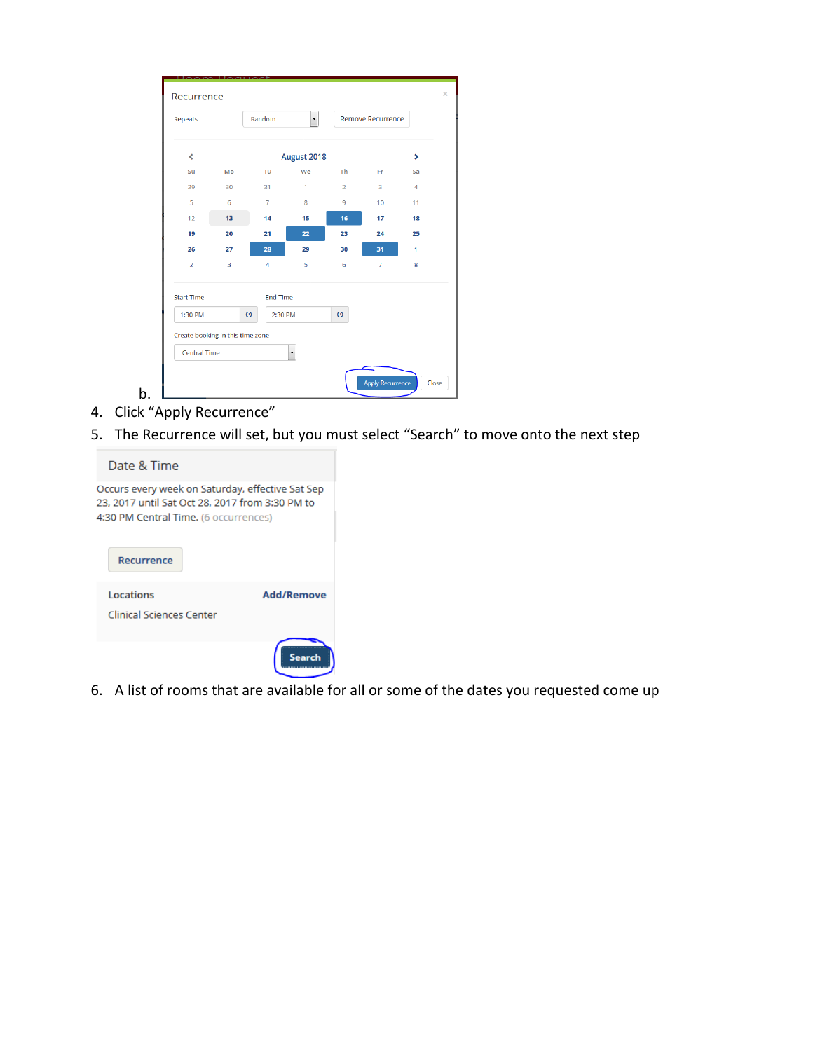b.

4. Click “Apply Recurrence”
5. The Recurrence will set, but you must select “Search” to move onto the next step
6. A list of rooms that are available for all or some of the dates you requested come up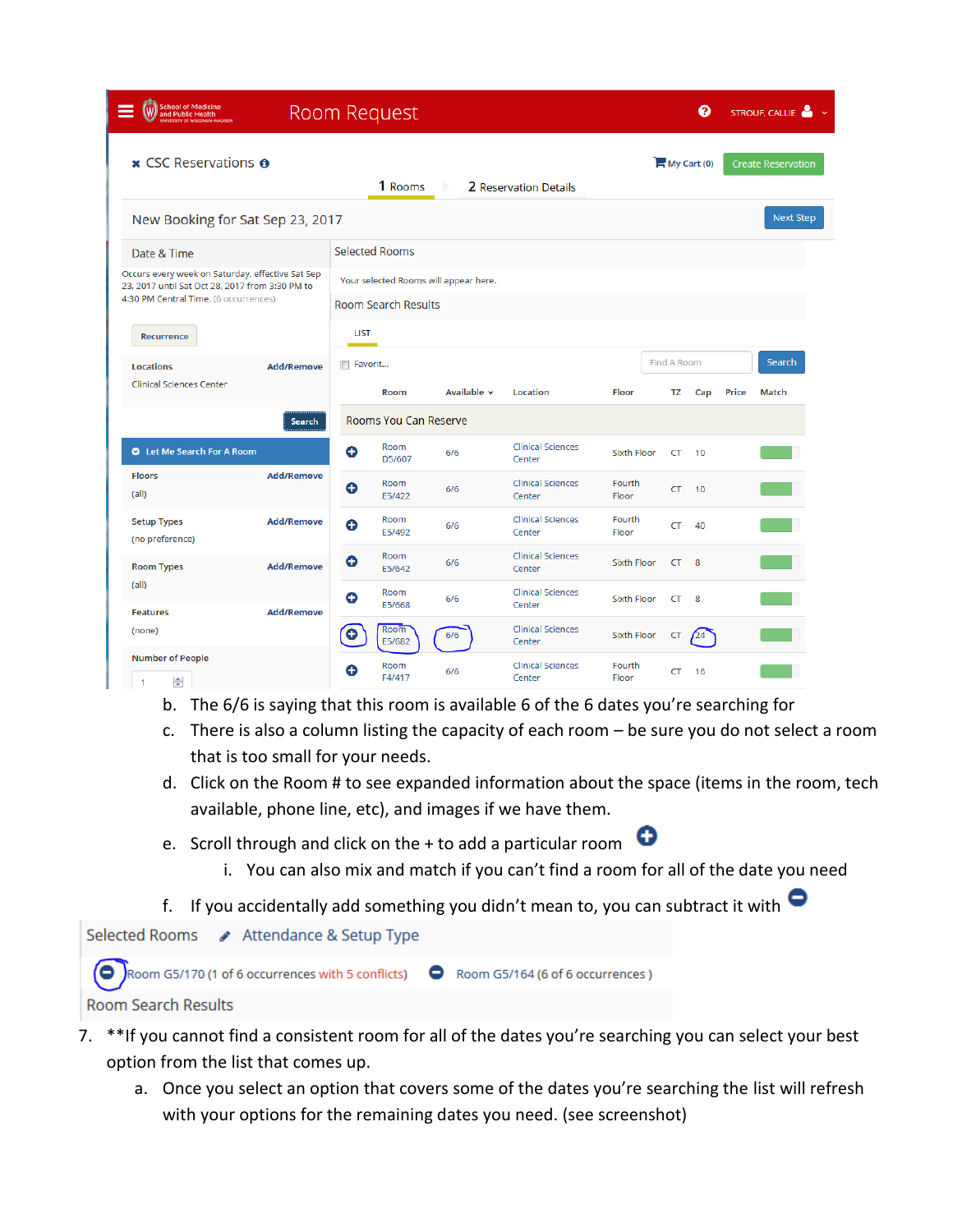b. The 6/6 is saying that this room is available 6 of the 6 dates you're searching for

c. There is also a column listing the capacity of each room – be sure you do not select a room that is too small for your needs.

d. Click on the Room # to see expanded information about the space (items in the room, tech available, phone line, etc), and images if we have them.

e. Scroll through and click on the + to add a particular room

   i. You can also mix and match if you can't find a room for all of the date you need

f. If you accidentally add something you didn't mean to, you can subtract it with

7. **If you cannot find a consistent room for all of the dates you're searching you can select your best option from the list that comes up.

   a. Once you select an option that covers some of the dates you're searching the list will refresh with your options for the remaining dates you need. (see screenshot)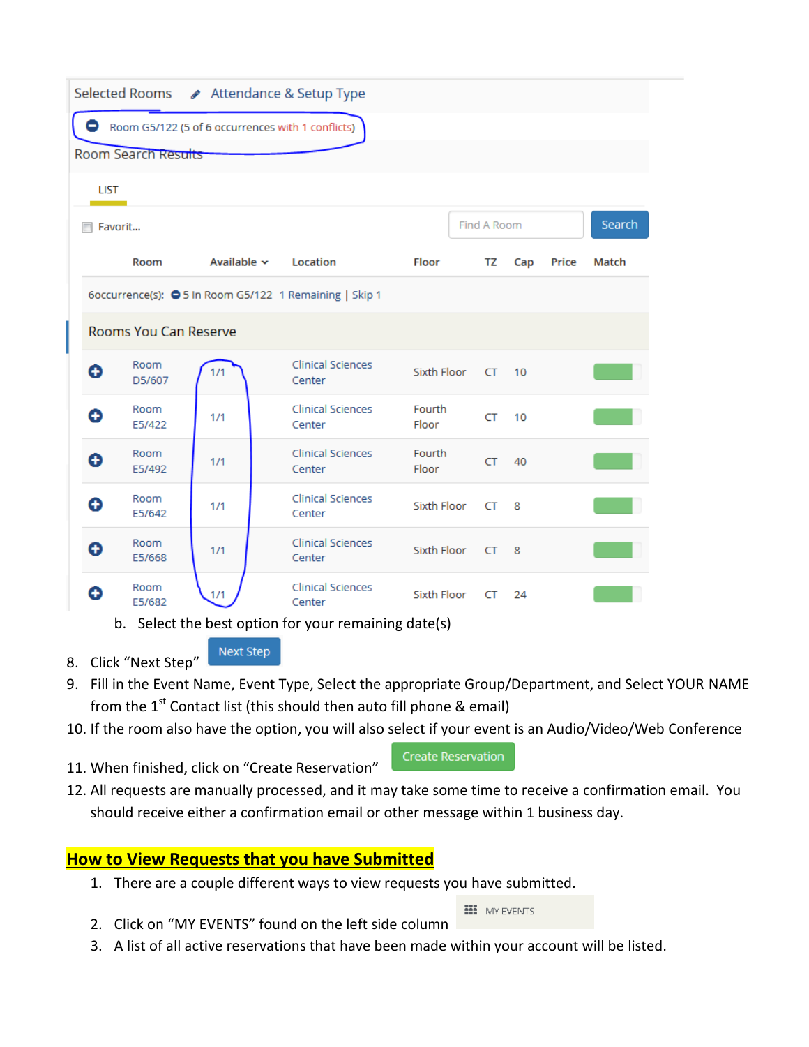Selected Rooms    Attendance & Setup Type

Room G5/122 (5 of 6 occurrences with 1 conflicts)

Room Search Results

LIST

Favorit...    Find A Room    Search

| | Room | Available | Location | Floor | TZ | Cap | Price | Match |
|---|---|---|---|---|---|---|---|---|
| 6occurrence(s): 5 In Room G5/122 1 Remaining \| Skip 1 | | | | | | | | |
| **Rooms You Can Reserve** | | | | | | | | |
| + | Room D5/607 | 1/1 | Clinical Sciences Center | Sixth Floor | CT | 10 | | |
| + | Room E5/422 | 1/1 | Clinical Sciences Center | Fourth Floor | CT | 10 | | |
| + | Room E5/492 | 1/1 | Clinical Sciences Center | Fourth Floor | CT | 40 | | |
| + | Room E5/642 | 1/1 | Clinical Sciences Center | Sixth Floor | CT | 8 | | |
| + | Room E5/668 | 1/1 | Clinical Sciences Center | Sixth Floor | CT | 8 | | |
| + | Room E5/682 | 1/1 | Clinical Sciences Center | Sixth Floor | CT | 24 | | |

b. Select the best option for your remaining date(s)

8. Click "Next Step" **Next Step**
9. Fill in the Event Name, Event Type, Select the appropriate Group/Department, and Select YOUR NAME from the 1st Contact list (this should then auto fill phone & email)
10. If the room also have the option, you will also select if your event is an Audio/Video/Web Conference
11. When finished, click on "Create Reservation" **Create Reservation**
12. All requests are manually processed, and it may take some time to receive a confirmation email. You should receive either a confirmation email or other message within 1 business day.

## How to View Requests that you have Submitted

1. There are a couple different ways to view requests you have submitted.
2. Click on "MY EVENTS" found on the left side column **MY EVENTS**
3. A list of all active reservations that have been made within your account will be listed.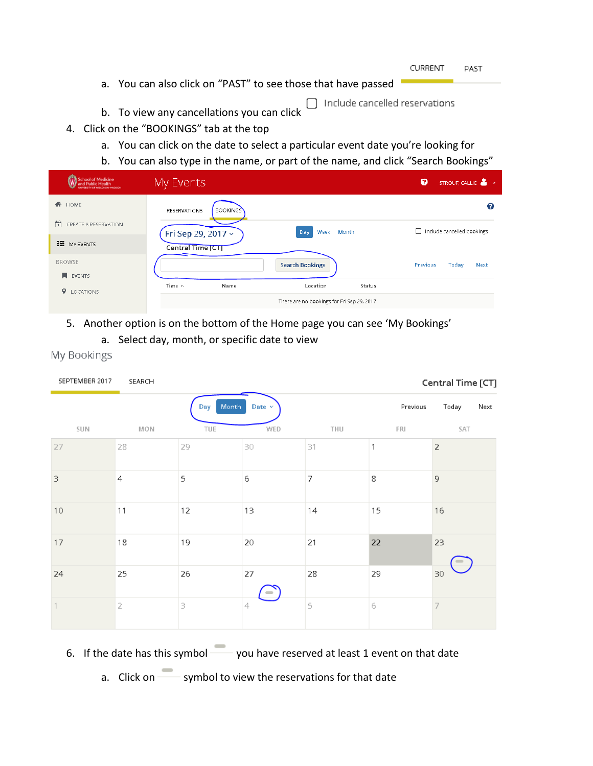a. You can also click on "PAST" to see those that have passed

CURRENT PAST

b. To view any cancellations you can click

Include cancelled reservations

4. Click on the "BOOKINGS" tab at the top
   a. You can click on the date to select a particular event date you're looking for
   b. You can also type in the name, or part of the name, and click "Search Bookings"

School of Medicine and Public Health — My Events — STROUF, CALLIE

HOME
CREATE A RESERVATION
MY EVENTS
BROWSE
EVENTS
LOCATIONS

RESERVATIONS BOOKINGS

Fri Sep 29, 2017
Central Time [CT]

Day Week Month

Include cancelled bookings

Search Bookings

Previous Today Next

| Time | Name | Location | Status |
|---|---|---|---|
| There are no bookings for Fri Sep 29, 2017 | | | |

5. Another option is on the bottom of the Home page you can see 'My Bookings'
   a. Select day, month, or specific date to view

My Bookings

SEPTEMBER 2017 SEARCH Central Time [CT]

Day Month Date

Previous Today Next

| SUN | MON | TUE | WED | THU | FRI | SAT |
|---|---|---|---|---|---|---|
| 27 | 28 | 29 | 30 | 31 | 1 | 2 |
| 3 | 4 | 5 | 6 | 7 | 8 | 9 |
| 10 | 11 | 12 | 13 | 14 | 15 | 16 |
| 17 | 18 | 19 | 20 | 21 | 22 | 23 |
| 24 | 25 | 26 | 27 | 28 | 29 | 30 |
| 1 | 2 | 3 | 4 | 5 | 6 | 7 |

6. If the date has this symbol you have reserved at least 1 event on that date
   a. Click on symbol to view the reservations for that date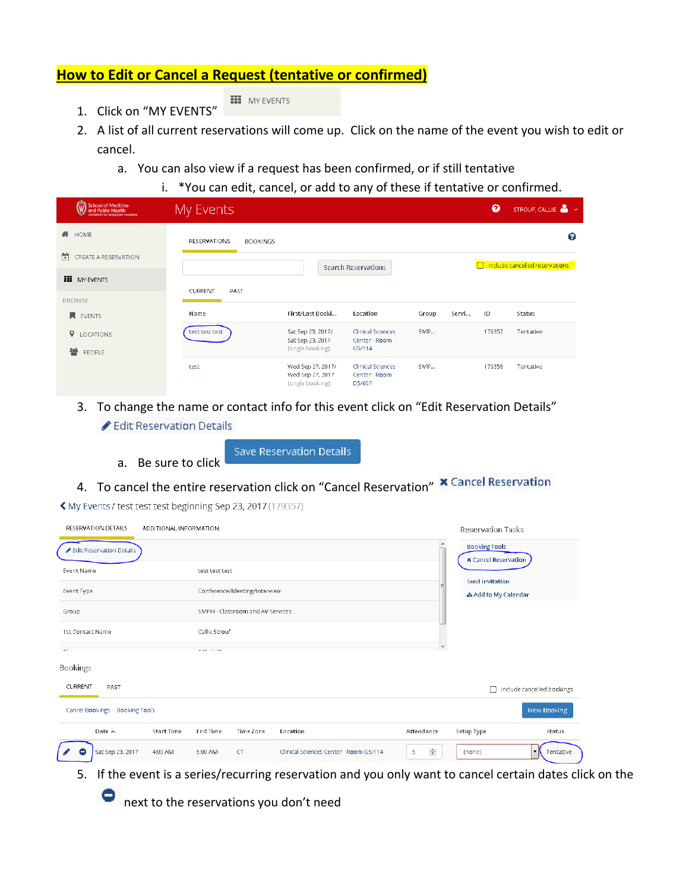## How to Edit or Cancel a Request (tentative or confirmed)

1. Click on "MY EVENTS" MY EVENTS
2. A list of all current reservations will come up. Click on the name of the event you wish to edit or cancel.
   a. You can also view if a request has been confirmed, or if still tentative
      i. *You can edit, cancel, or add to any of these if tentative or confirmed.

My Events

HOME | CREATE A RESERVATION | MY EVENTS | BROWSE | EVENTS | LOCATIONS | PEOPLE

RESERVATIONS | BOOKINGS

Search Reservations | Include cancelled reservations

CURRENT | PAST

| Name | First/Last Booki... | Location | Group | Servi... | ID | Status |
|---|---|---|---|---|---|---|
| test test test | Sat Sep 23, 2017/ Sat Sep 23, 2017 (single booking) | Clinical Sciences Center - Room G5/114 | SMP... | | 179357 | Tentative |
| test | Wed Sep 27, 2017/ Wed Sep 27, 2017 (single booking) | Clinical Sciences Center - Room D5/607 | SMP... | | 179358 | Tentative |

3. To change the name or contact info for this event click on "Edit Reservation Details" Edit Reservation Details
   a. Be sure to click Save Reservation Details
4. To cancel the entire reservation click on "Cancel Reservation" ✖ Cancel Reservation

< My Events / test test test beginning Sep 23, 2017 (179357)

RESERVATION DETAILS | ADDITIONAL INFORMATION

Edit Reservation Details

| | |
|---|---|
| Event Name | test test test |
| Event Type | Conference/Meeting/Interview |
| Group | SMPH - Classroom and AV Services |
| 1st Contact Name | Callie Strouf |

Reservation Tasks: Booking Tools | ✖ Cancel Reservation | Send Invitation | Add to My Calendar

Bookings

CURRENT | PAST | Include cancelled bookings

Cancel Bookings | Booking Tools | New Booking

| | Date | Start Time | End Time | Time Zone | Location | Attendance | Setup Type | Status |
|---|---|---|---|---|---|---|---|---|
| | Sat Sep 23, 2017 | 4:00 AM | 5:00 AM | CT | Clinical Sciences Center - Room G5/114 | 5 | (none) | Tentative |

5. If the event is a series/recurring reservation and you only want to cancel certain dates click on the ⊖ next to the reservations you don't need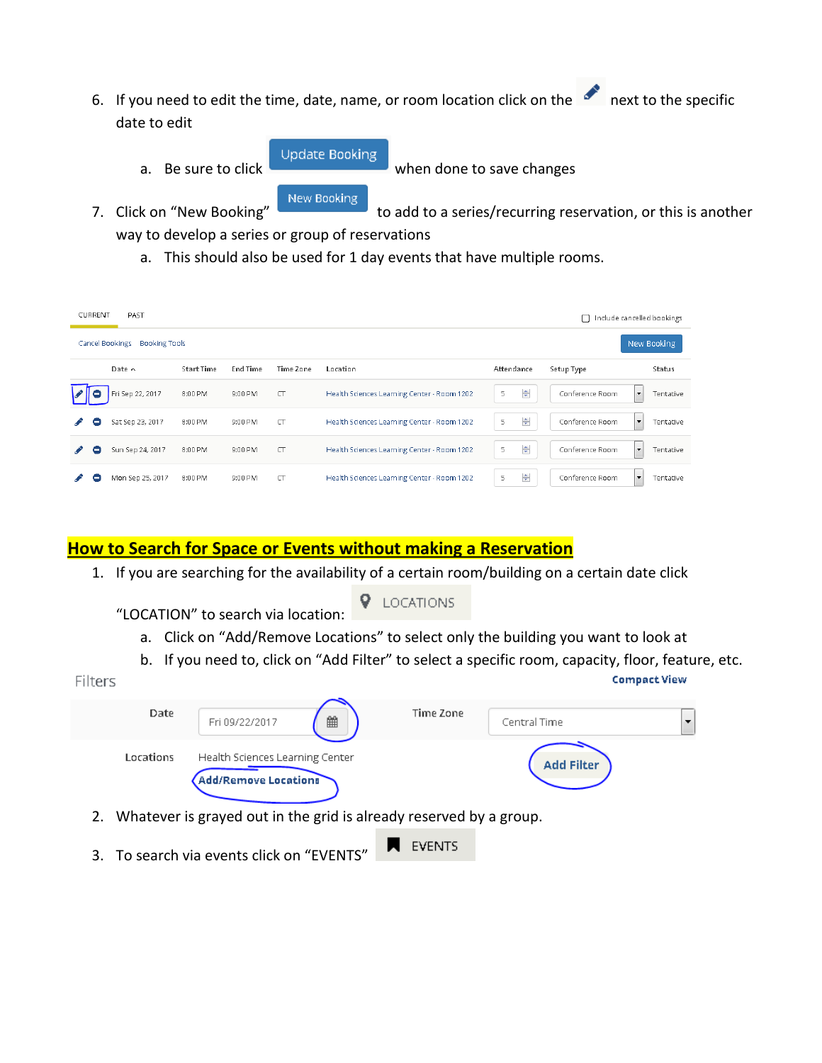6. If you need to edit the time, date, name, or room location click on the ✏ next to the specific date to edit
    a. Be sure to click **Update Booking** when done to save changes
7. Click on "New Booking" **New Booking** to add to a series/recurring reservation, or this is another way to develop a series or group of reservations
    a. This should also be used for 1 day events that have multiple rooms.

CURRENT PAST ☐ Include cancelled bookings

Cancel Bookings Booking Tools **New Booking**

| | | Date ^ | Start Time | End Time | Time Zone | Location | Attendance | Setup Type | Status |
|---|---|---|---|---|---|---|---|---|---|
| ✏ | ⊖ | Fri Sep 22, 2017 | 8:00 PM | 9:00 PM | CT | Health Sciences Learning Center - Room 1202 | 5 | Conference Room | Tentative |
| ✏ | ⊖ | Sat Sep 23, 2017 | 8:00 PM | 9:00 PM | CT | Health Sciences Learning Center - Room 1202 | 5 | Conference Room | Tentative |
| ✏ | ⊖ | Sun Sep 24, 2017 | 8:00 PM | 9:00 PM | CT | Health Sciences Learning Center - Room 1202 | 5 | Conference Room | Tentative |
| ✏ | ⊖ | Mon Sep 25, 2017 | 8:00 PM | 9:00 PM | CT | Health Sciences Learning Center - Room 1202 | 5 | Conference Room | Tentative |

## How to Search for Space or Events without making a Reservation

1. If you are searching for the availability of a certain room/building on a certain date click "LOCATION" to search via location: **LOCATIONS**
    a. Click on "Add/Remove Locations" to select only the building you want to look at
    b. If you need to, click on "Add Filter" to select a specific room, capacity, floor, feature, etc.

Filters **Compact View**

| | | | |
|---|---|---|---|
| Date | Fri 09/22/2017 | Time Zone | Central Time |
| Locations | Health Sciences Learning Center<br>Add/Remove Locations | | Add Filter |

2. Whatever is grayed out in the grid is already reserved by a group.
3. To search via events click on "EVENTS" **EVENTS**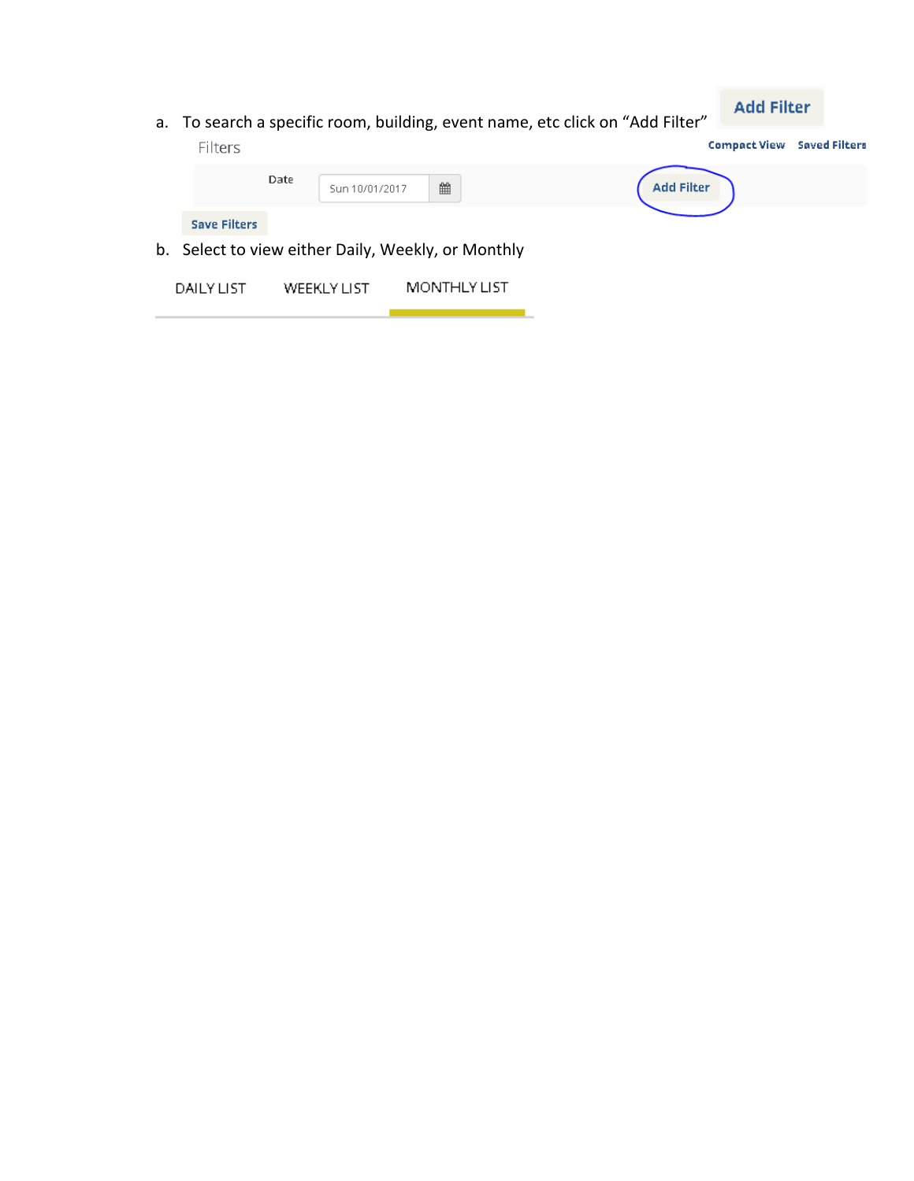a. To search a specific room, building, event name, etc click on "Add Filter"

Add Filter

Filters

Compact View   Saved Filters

Date   Sun 10/01/2017   Add Filter

Save Filters

b. Select to view either Daily, Weekly, or Monthly

DAILY LIST   WEEKLY LIST   MONTHLY LIST